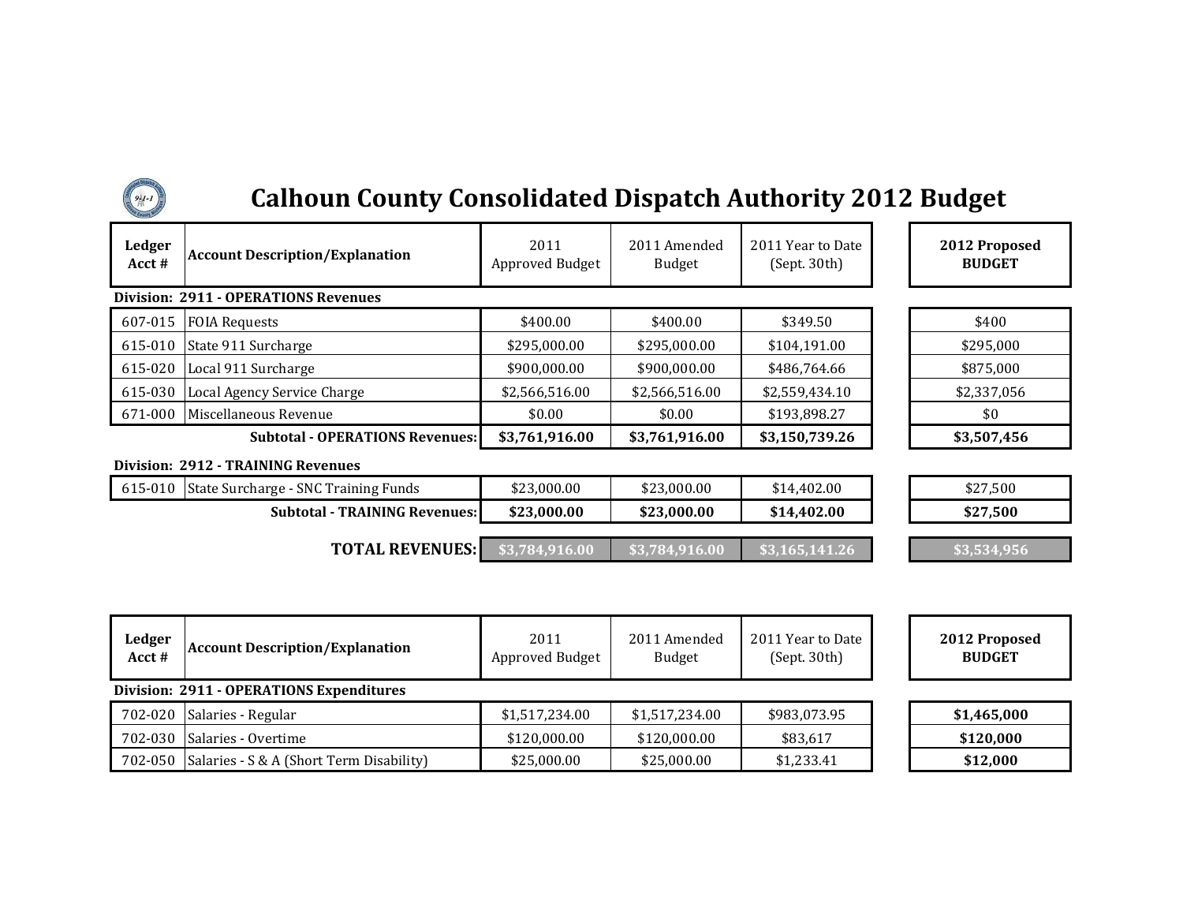# Calhoun County Consolidated Dispatch Authority 2012 Budget

| Ledger Acct # | Account Description/Explanation | 2011 Approved Budget | 2011 Amended Budget | 2011 Year to Date (Sept. 30th) | 2012 Proposed BUDGET |
|---|---|---|---|---|---|
| **Division: 2911 - OPERATIONS Revenues** | | | | | |
| 607-015 | FOIA Requests | $400.00 | $400.00 | $349.50 | $400 |
| 615-010 | State 911 Surcharge | $295,000.00 | $295,000.00 | $104,191.00 | $295,000 |
| 615-020 | Local 911 Surcharge | $900,000.00 | $900,000.00 | $486,764.66 | $875,000 |
| 615-030 | Local Agency Service Charge | $2,566,516.00 | $2,566,516.00 | $2,559,434.10 | $2,337,056 |
| 671-000 | Miscellaneous Revenue | $0.00 | $0.00 | $193,898.27 | $0 |
| | **Subtotal - OPERATIONS Revenues:** | **$3,761,916.00** | **$3,761,916.00** | **$3,150,739.26** | **$3,507,456** |
| **Division: 2912 - TRAINING Revenues** | | | | | |
| 615-010 | State Surcharge - SNC Training Funds | $23,000.00 | $23,000.00 | $14,402.00 | $27,500 |
| | **Subtotal - TRAINING Revenues:** | **$23,000.00** | **$23,000.00** | **$14,402.00** | **$27,500** |
| | **TOTAL REVENUES:** | **$3,784,916.00** | **$3,784,916.00** | **$3,165,141.26** | **$3,534,956** |

| Ledger Acct # | Account Description/Explanation | 2011 Approved Budget | 2011 Amended Budget | 2011 Year to Date (Sept. 30th) | 2012 Proposed BUDGET |
|---|---|---|---|---|---|
| **Division: 2911 - OPERATIONS Expenditures** | | | | | |
| 702-020 | Salaries - Regular | $1,517,234.00 | $1,517,234.00 | $983,073.95 | **$1,465,000** |
| 702-030 | Salaries - Overtime | $120,000.00 | $120,000.00 | $83,617 | **$120,000** |
| 702-050 | Salaries - S & A (Short Term Disability) | $25,000.00 | $25,000.00 | $1,233.41 | **$12,000** |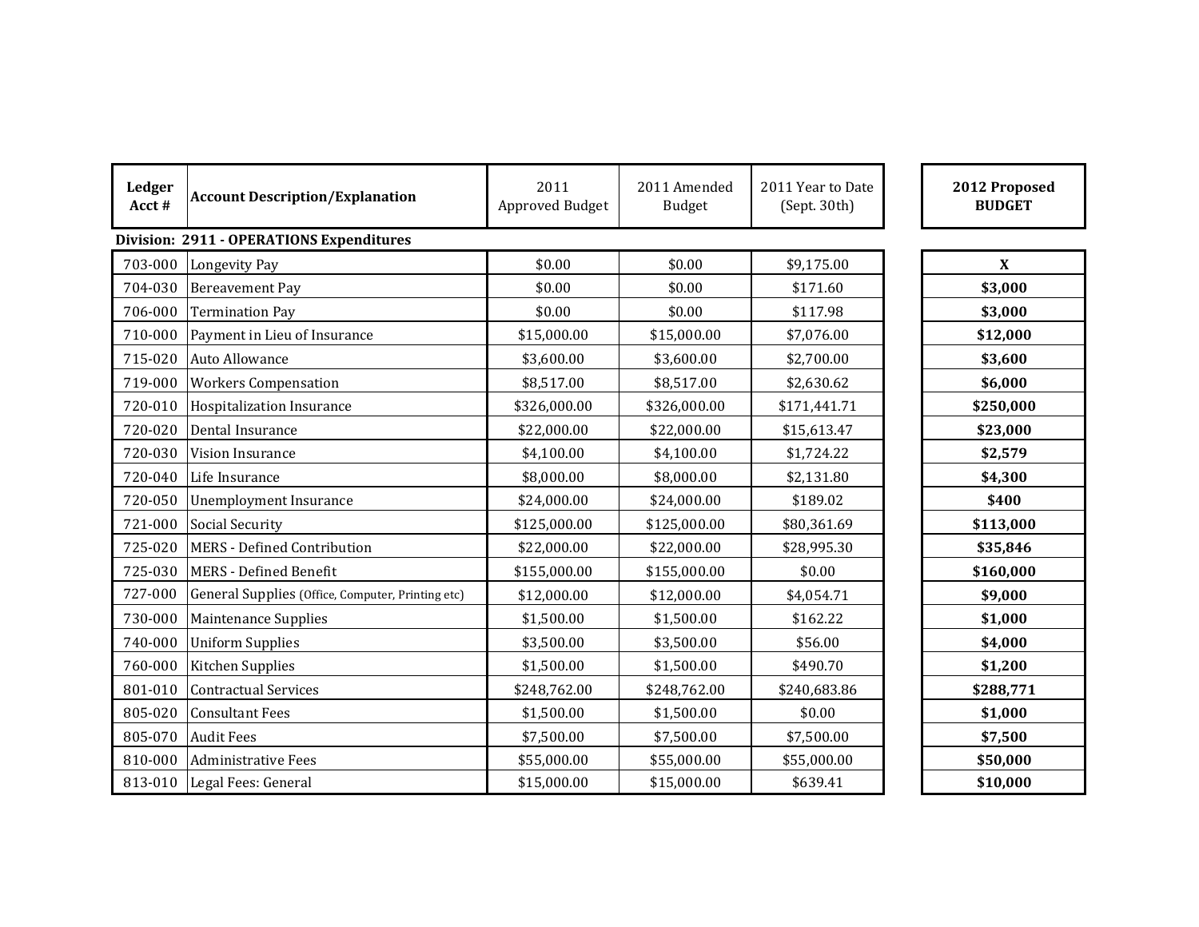| Ledger Acct # | Account Description/Explanation | 2011 Approved Budget | 2011 Amended Budget | 2011 Year to Date (Sept. 30th) | 2012 Proposed BUDGET |
|---|---|---|---|---|---|
| **Division: 2911 - OPERATIONS Expenditures** | | | | | |
| 703-000 | Longevity Pay | $0.00 | $0.00 | $9,175.00 | **X** |
| 704-030 | Bereavement Pay | $0.00 | $0.00 | $171.60 | **$3,000** |
| 706-000 | Termination Pay | $0.00 | $0.00 | $117.98 | **$3,000** |
| 710-000 | Payment in Lieu of Insurance | $15,000.00 | $15,000.00 | $7,076.00 | **$12,000** |
| 715-020 | Auto Allowance | $3,600.00 | $3,600.00 | $2,700.00 | **$3,600** |
| 719-000 | Workers Compensation | $8,517.00 | $8,517.00 | $2,630.62 | **$6,000** |
| 720-010 | Hospitalization Insurance | $326,000.00 | $326,000.00 | $171,441.71 | **$250,000** |
| 720-020 | Dental Insurance | $22,000.00 | $22,000.00 | $15,613.47 | **$23,000** |
| 720-030 | Vision Insurance | $4,100.00 | $4,100.00 | $1,724.22 | **$2,579** |
| 720-040 | Life Insurance | $8,000.00 | $8,000.00 | $2,131.80 | **$4,300** |
| 720-050 | Unemployment Insurance | $24,000.00 | $24,000.00 | $189.02 | **$400** |
| 721-000 | Social Security | $125,000.00 | $125,000.00 | $80,361.69 | **$113,000** |
| 725-020 | MERS - Defined Contribution | $22,000.00 | $22,000.00 | $28,995.30 | **$35,846** |
| 725-030 | MERS - Defined Benefit | $155,000.00 | $155,000.00 | $0.00 | **$160,000** |
| 727-000 | General Supplies (Office, Computer, Printing etc) | $12,000.00 | $12,000.00 | $4,054.71 | **$9,000** |
| 730-000 | Maintenance Supplies | $1,500.00 | $1,500.00 | $162.22 | **$1,000** |
| 740-000 | Uniform Supplies | $3,500.00 | $3,500.00 | $56.00 | **$4,000** |
| 760-000 | Kitchen Supplies | $1,500.00 | $1,500.00 | $490.70 | **$1,200** |
| 801-010 | Contractual Services | $248,762.00 | $248,762.00 | $240,683.86 | **$288,771** |
| 805-020 | Consultant Fees | $1,500.00 | $1,500.00 | $0.00 | **$1,000** |
| 805-070 | Audit Fees | $7,500.00 | $7,500.00 | $7,500.00 | **$7,500** |
| 810-000 | Administrative Fees | $55,000.00 | $55,000.00 | $55,000.00 | **$50,000** |
| 813-010 | Legal Fees: General | $15,000.00 | $15,000.00 | $639.41 | **$10,000** |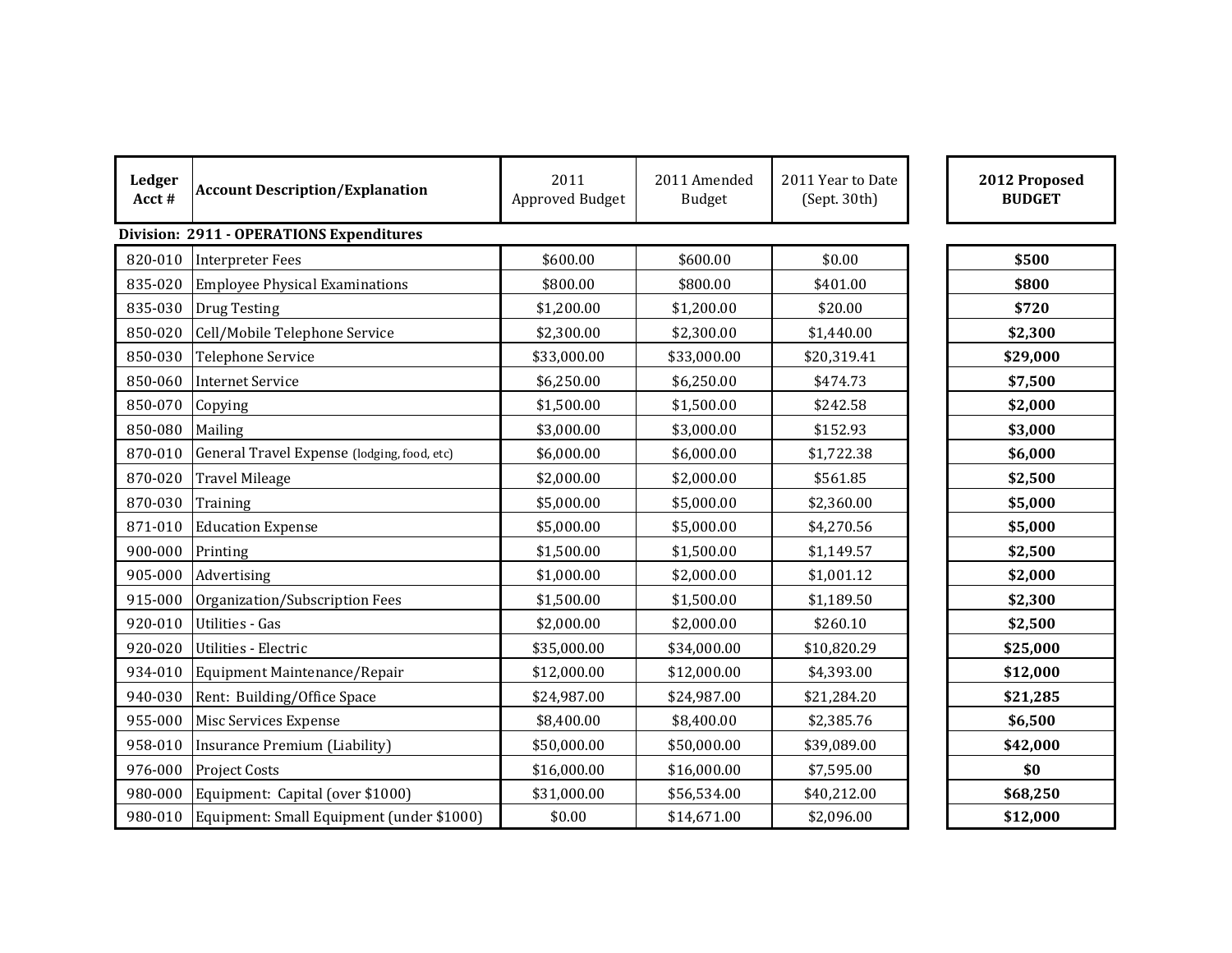| Ledger Acct # | Account Description/Explanation | 2011 Approved Budget | 2011 Amended Budget | 2011 Year to Date (Sept. 30th) | 2012 Proposed BUDGET |
|---|---|---|---|---|---|
| **Division: 2911 - OPERATIONS Expenditures** | | | | | |
| 820-010 | Interpreter Fees | $600.00 | $600.00 | $0.00 | **$500** |
| 835-020 | Employee Physical Examinations | $800.00 | $800.00 | $401.00 | **$800** |
| 835-030 | Drug Testing | $1,200.00 | $1,200.00 | $20.00 | **$720** |
| 850-020 | Cell/Mobile Telephone Service | $2,300.00 | $2,300.00 | $1,440.00 | **$2,300** |
| 850-030 | Telephone Service | $33,000.00 | $33,000.00 | $20,319.41 | **$29,000** |
| 850-060 | Internet Service | $6,250.00 | $6,250.00 | $474.73 | **$7,500** |
| 850-070 | Copying | $1,500.00 | $1,500.00 | $242.58 | **$2,000** |
| 850-080 | Mailing | $3,000.00 | $3,000.00 | $152.93 | **$3,000** |
| 870-010 | General Travel Expense (lodging, food, etc) | $6,000.00 | $6,000.00 | $1,722.38 | **$6,000** |
| 870-020 | Travel Mileage | $2,000.00 | $2,000.00 | $561.85 | **$2,500** |
| 870-030 | Training | $5,000.00 | $5,000.00 | $2,360.00 | **$5,000** |
| 871-010 | Education Expense | $5,000.00 | $5,000.00 | $4,270.56 | **$5,000** |
| 900-000 | Printing | $1,500.00 | $1,500.00 | $1,149.57 | **$2,500** |
| 905-000 | Advertising | $1,000.00 | $2,000.00 | $1,001.12 | **$2,000** |
| 915-000 | Organization/Subscription Fees | $1,500.00 | $1,500.00 | $1,189.50 | **$2,300** |
| 920-010 | Utilities - Gas | $2,000.00 | $2,000.00 | $260.10 | **$2,500** |
| 920-020 | Utilities - Electric | $35,000.00 | $34,000.00 | $10,820.29 | **$25,000** |
| 934-010 | Equipment Maintenance/Repair | $12,000.00 | $12,000.00 | $4,393.00 | **$12,000** |
| 940-030 | Rent: Building/Office Space | $24,987.00 | $24,987.00 | $21,284.20 | **$21,285** |
| 955-000 | Misc Services Expense | $8,400.00 | $8,400.00 | $2,385.76 | **$6,500** |
| 958-010 | Insurance Premium (Liability) | $50,000.00 | $50,000.00 | $39,089.00 | **$42,000** |
| 976-000 | Project Costs | $16,000.00 | $16,000.00 | $7,595.00 | **$0** |
| 980-000 | Equipment: Capital (over $1000) | $31,000.00 | $56,534.00 | $40,212.00 | **$68,250** |
| 980-010 | Equipment: Small Equipment (under $1000) | $0.00 | $14,671.00 | $2,096.00 | **$12,000** |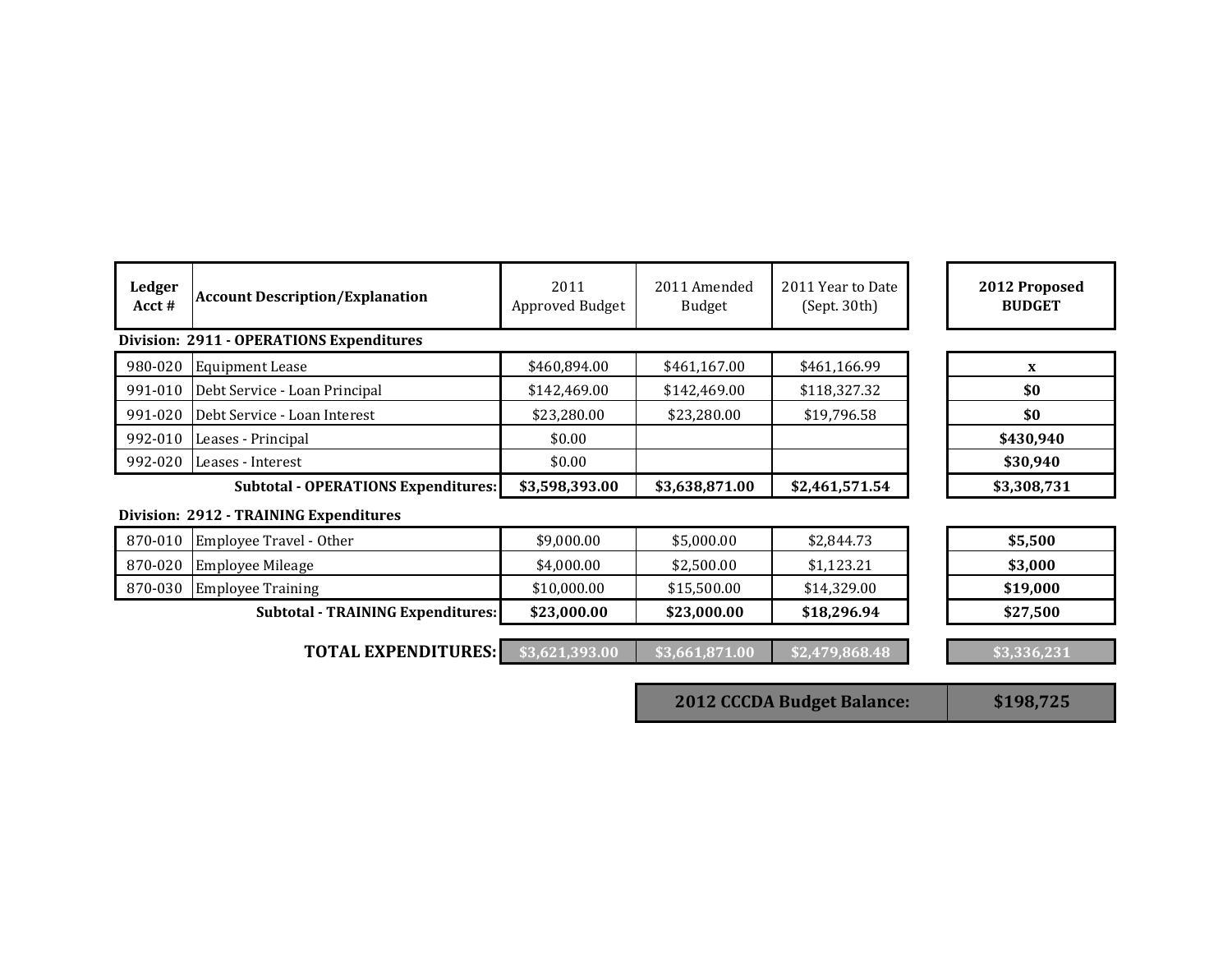| Ledger Acct # | Account Description/Explanation | 2011 Approved Budget | 2011 Amended Budget | 2011 Year to Date (Sept. 30th) | 2012 Proposed BUDGET |
|---|---|---|---|---|---|
| **Division: 2911 - OPERATIONS Expenditures** | | | | | |
| 980-020 | Equipment Lease | $460,894.00 | $461,167.00 | $461,166.99 | **x** |
| 991-010 | Debt Service - Loan Principal | $142,469.00 | $142,469.00 | $118,327.32 | **$0** |
| 991-020 | Debt Service - Loan Interest | $23,280.00 | $23,280.00 | $19,796.58 | **$0** |
| 992-010 | Leases - Principal | $0.00 | | | **$430,940** |
| 992-020 | Leases - Interest | $0.00 | | | **$30,940** |
| | **Subtotal - OPERATIONS Expenditures:** | **$3,598,393.00** | **$3,638,871.00** | **$2,461,571.54** | **$3,308,731** |
| **Division: 2912 - TRAINING Expenditures** | | | | | |
| 870-010 | Employee Travel - Other | $9,000.00 | $5,000.00 | $2,844.73 | **$5,500** |
| 870-020 | Employee Mileage | $4,000.00 | $2,500.00 | $1,123.21 | **$3,000** |
| 870-030 | Employee Training | $10,000.00 | $15,500.00 | $14,329.00 | **$19,000** |
| | **Subtotal - TRAINING Expenditures:** | **$23,000.00** | **$23,000.00** | **$18,296.94** | **$27,500** |
| | **TOTAL EXPENDITURES:** | **$3,621,393.00** | **$3,661,871.00** | **$2,479,868.48** | **$3,336,231** |

| **2012 CCCDA Budget Balance:** | **$198,725** |
|---|---|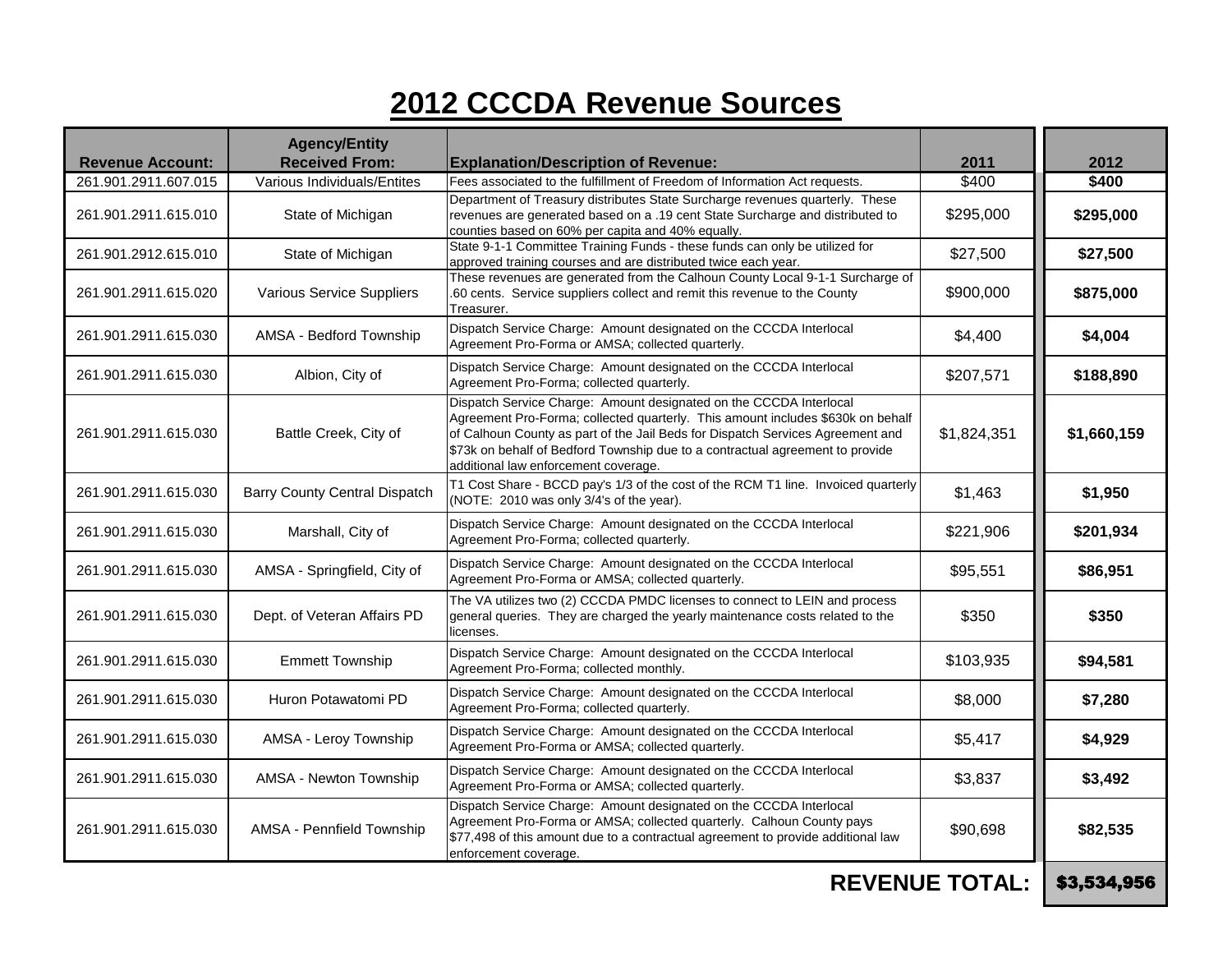# 2012 CCCDA Revenue Sources

| Revenue Account: | Agency/Entity Received From: | Explanation/Description of Revenue: | 2011 | 2012 |
|---|---|---|---|---|
| 261.901.2911.607.015 | Various Individuals/Entites | Fees associated to the fulfillment of Freedom of Information Act requests. | $400 | **$400** |
| 261.901.2911.615.010 | State of Michigan | Department of Treasury distributes State Surcharge revenues quarterly. These revenues are generated based on a .19 cent State Surcharge and distributed to counties based on 60% per capita and 40% equally. | $295,000 | **$295,000** |
| 261.901.2912.615.010 | State of Michigan | State 9-1-1 Committee Training Funds - these funds can only be utilized for approved training courses and are distributed twice each year. | $27,500 | **$27,500** |
| 261.901.2911.615.020 | Various Service Suppliers | These revenues are generated from the Calhoun County Local 9-1-1 Surcharge of .60 cents. Service suppliers collect and remit this revenue to the County Treasurer. | $900,000 | **$875,000** |
| 261.901.2911.615.030 | AMSA - Bedford Township | Dispatch Service Charge: Amount designated on the CCCDA Interlocal Agreement Pro-Forma or AMSA; collected quarterly. | $4,400 | **$4,004** |
| 261.901.2911.615.030 | Albion, City of | Dispatch Service Charge: Amount designated on the CCCDA Interlocal Agreement Pro-Forma; collected quarterly. | $207,571 | **$188,890** |
| 261.901.2911.615.030 | Battle Creek, City of | Dispatch Service Charge: Amount designated on the CCCDA Interlocal Agreement Pro-Forma; collected quarterly. This amount includes $630k on behalf of Calhoun County as part of the Jail Beds for Dispatch Services Agreement and $73k on behalf of Bedford Township due to a contractual agreement to provide additional law enforcement coverage. | $1,824,351 | **$1,660,159** |
| 261.901.2911.615.030 | Barry County Central Dispatch | T1 Cost Share - BCCD pay's 1/3 of the cost of the RCM T1 line. Invoiced quarterly (NOTE: 2010 was only 3/4's of the year). | $1,463 | **$1,950** |
| 261.901.2911.615.030 | Marshall, City of | Dispatch Service Charge: Amount designated on the CCCDA Interlocal Agreement Pro-Forma; collected quarterly. | $221,906 | **$201,934** |
| 261.901.2911.615.030 | AMSA - Springfield, City of | Dispatch Service Charge: Amount designated on the CCCDA Interlocal Agreement Pro-Forma or AMSA; collected quarterly. | $95,551 | **$86,951** |
| 261.901.2911.615.030 | Dept. of Veteran Affairs PD | The VA utilizes two (2) CCCDA PMDC licenses to connect to LEIN and process general queries. They are charged the yearly maintenance costs related to the licenses. | $350 | **$350** |
| 261.901.2911.615.030 | Emmett Township | Dispatch Service Charge: Amount designated on the CCCDA Interlocal Agreement Pro-Forma; collected monthly. | $103,935 | **$94,581** |
| 261.901.2911.615.030 | Huron Potawatomi PD | Dispatch Service Charge: Amount designated on the CCCDA Interlocal Agreement Pro-Forma; collected quarterly. | $8,000 | **$7,280** |
| 261.901.2911.615.030 | AMSA - Leroy Township | Dispatch Service Charge: Amount designated on the CCCDA Interlocal Agreement Pro-Forma or AMSA; collected quarterly. | $5,417 | **$4,929** |
| 261.901.2911.615.030 | AMSA - Newton Township | Dispatch Service Charge: Amount designated on the CCCDA Interlocal Agreement Pro-Forma or AMSA; collected quarterly. | $3,837 | **$3,492** |
| 261.901.2911.615.030 | AMSA - Pennfield Township | Dispatch Service Charge: Amount designated on the CCCDA Interlocal Agreement Pro-Forma or AMSA; collected quarterly. Calhoun County pays $77,498 of this amount due to a contractual agreement to provide additional law enforcement coverage. | $90,698 | **$82,535** |
| | | | **REVENUE TOTAL:** | **$3,534,956** |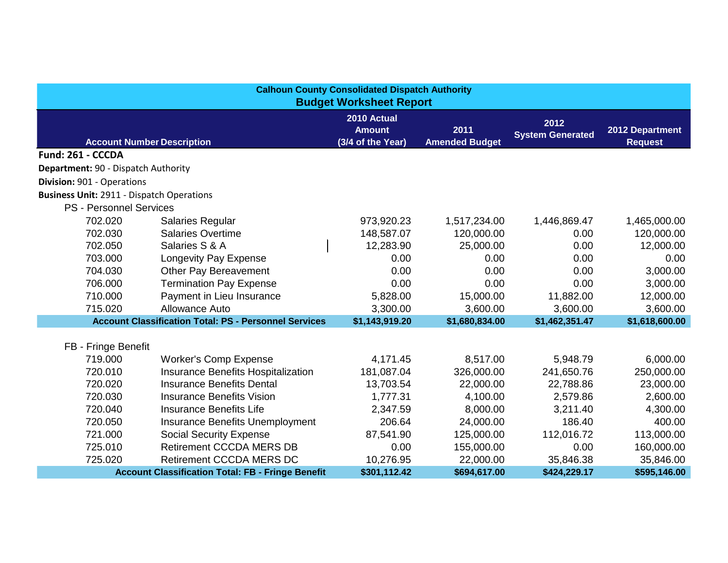**Calhoun County Consolidated Dispatch Authority**

## Budget Worksheet Report

| Account Number | Description | 2010 Actual Amount (3/4 of the Year) | 2011 Amended Budget | 2012 System Generated | 2012 Department Request |
|---|---|---|---|---|---|
| **Fund: 261 - CCCDA** | | | | | |
| **Department:** 90 - Dispatch Authority | | | | | |
| **Division:** 901 - Operations | | | | | |
| **Business Unit:** 2911 - Dispatch Operations | | | | | |
| PS - Personnel Services | | | | | |
| 702.020 | Salaries Regular | 973,920.23 | 1,517,234.00 | 1,446,869.47 | 1,465,000.00 |
| 702.030 | Salaries Overtime | 148,587.07 | 120,000.00 | 0.00 | 120,000.00 |
| 702.050 | Salaries S & A | 12,283.90 | 25,000.00 | 0.00 | 12,000.00 |
| 703.000 | Longevity Pay Expense | 0.00 | 0.00 | 0.00 | 0.00 |
| 704.030 | Other Pay Bereavement | 0.00 | 0.00 | 0.00 | 3,000.00 |
| 706.000 | Termination Pay Expense | 0.00 | 0.00 | 0.00 | 3,000.00 |
| 710.000 | Payment in Lieu Insurance | 5,828.00 | 15,000.00 | 11,882.00 | 12,000.00 |
| 715.020 | Allowance Auto | 3,300.00 | 3,600.00 | 3,600.00 | 3,600.00 |
| | **Account Classification Total: PS - Personnel Services** | **$1,143,919.20** | **$1,680,834.00** | **$1,462,351.47** | **$1,618,600.00** |
| FB - Fringe Benefit | | | | | |
| 719.000 | Worker's Comp Expense | 4,171.45 | 8,517.00 | 5,948.79 | 6,000.00 |
| 720.010 | Insurance Benefits Hospitalization | 181,087.04 | 326,000.00 | 241,650.76 | 250,000.00 |
| 720.020 | Insurance Benefits Dental | 13,703.54 | 22,000.00 | 22,788.86 | 23,000.00 |
| 720.030 | Insurance Benefits Vision | 1,777.31 | 4,100.00 | 2,579.86 | 2,600.00 |
| 720.040 | Insurance Benefits Life | 2,347.59 | 8,000.00 | 3,211.40 | 4,300.00 |
| 720.050 | Insurance Benefits Unemployment | 206.64 | 24,000.00 | 186.40 | 400.00 |
| 721.000 | Social Security Expense | 87,541.90 | 125,000.00 | 112,016.72 | 113,000.00 |
| 725.010 | Retirement CCCDA MERS DB | 0.00 | 155,000.00 | 0.00 | 160,000.00 |
| 725.020 | Retirement CCCDA MERS DC | 10,276.95 | 22,000.00 | 35,846.38 | 35,846.00 |
| | **Account Classification Total: FB - Fringe Benefit** | **$301,112.42** | **$694,617.00** | **$424,229.17** | **$595,146.00** |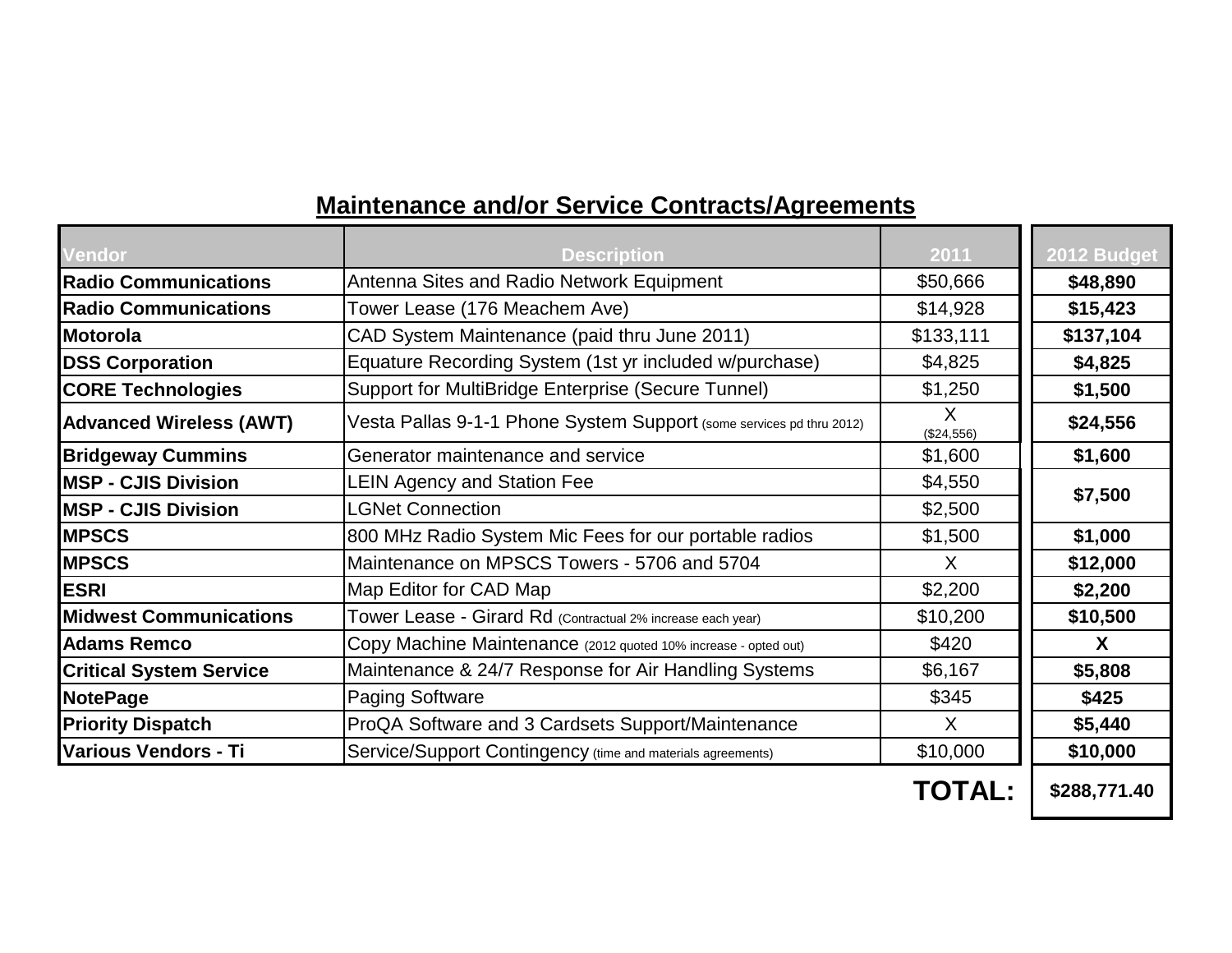## Maintenance and/or Service Contracts/Agreements

| Vendor | Description | 2011 | 2012 Budget |
|---|---|---|---|
| **Radio Communications** | Antenna Sites and Radio Network Equipment | $50,666 | **$48,890** |
| **Radio Communications** | Tower Lease (176 Meachem Ave) | $14,928 | **$15,423** |
| **Motorola** | CAD System Maintenance (paid thru June 2011) | $133,111 | **$137,104** |
| **DSS Corporation** | Equature Recording System (1st yr included w/purchase) | $4,825 | **$4,825** |
| **CORE Technologies** | Support for MultiBridge Enterprise (Secure Tunnel) | $1,250 | **$1,500** |
| **Advanced Wireless (AWT)** | Vesta Pallas 9-1-1 Phone System Support (some services pd thru 2012) | X ($24,556) | **$24,556** |
| **Bridgeway Cummins** | Generator maintenance and service | $1,600 | **$1,600** |
| **MSP - CJIS Division** | LEIN Agency and Station Fee | $4,550 | **$7,500** |
| **MSP - CJIS Division** | LGNet Connection | $2,500 | |
| **MPSCS** | 800 MHz Radio System Mic Fees for our portable radios | $1,500 | **$1,000** |
| **MPSCS** | Maintenance on MPSCS Towers - 5706 and 5704 | X | **$12,000** |
| **ESRI** | Map Editor for CAD Map | $2,200 | **$2,200** |
| **Midwest Communications** | Tower Lease - Girard Rd (Contractual 2% increase each year) | $10,200 | **$10,500** |
| **Adams Remco** | Copy Machine Maintenance (2012 quoted 10% increase - opted out) | $420 | **X** |
| **Critical System Service** | Maintenance & 24/7 Response for Air Handling Systems | $6,167 | **$5,808** |
| **NotePage** | Paging Software | $345 | **$425** |
| **Priority Dispatch** | ProQA Software and 3 Cardsets Support/Maintenance | X | **$5,440** |
| **Various Vendors - Ti** | Service/Support Contingency (time and materials agreements) | $10,000 | **$10,000** |
| | | **TOTAL:** | **$288,771.40** |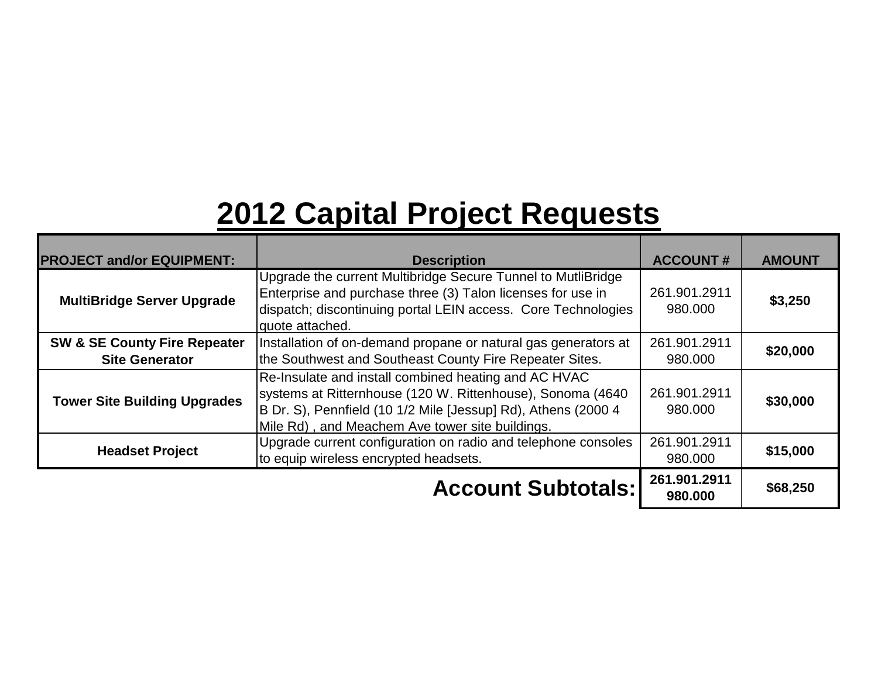# 2012 Capital Project Requests

| PROJECT and/or EQUIPMENT: | Description | ACCOUNT # | AMOUNT |
|---|---|---|---|
| **MultiBridge Server Upgrade** | Upgrade the current Multibridge Secure Tunnel to MutliBridge Enterprise and purchase three (3) Talon licenses for use in dispatch; discontinuing portal LEIN access. Core Technologies quote attached. | 261.901.2911 980.000 | **$3,250** |
| **SW & SE County Fire Repeater Site Generator** | Installation of on-demand propane or natural gas generators at the Southwest and Southeast County Fire Repeater Sites. | 261.901.2911 980.000 | **$20,000** |
| **Tower Site Building Upgrades** | Re-Insulate and install combined heating and AC HVAC systems at Ritternhouse (120 W. Rittenhouse), Sonoma (4640 B Dr. S), Pennfield (10 1/2 Mile [Jessup] Rd), Athens (2000 4 Mile Rd) , and Meachem Ave tower site buildings. | 261.901.2911 980.000 | **$30,000** |
| **Headset Project** | Upgrade current configuration on radio and telephone consoles to equip wireless encrypted headsets. | 261.901.2911 980.000 | **$15,000** |
| | **Account Subtotals:** | **261.901.2911 980.000** | **$68,250** |